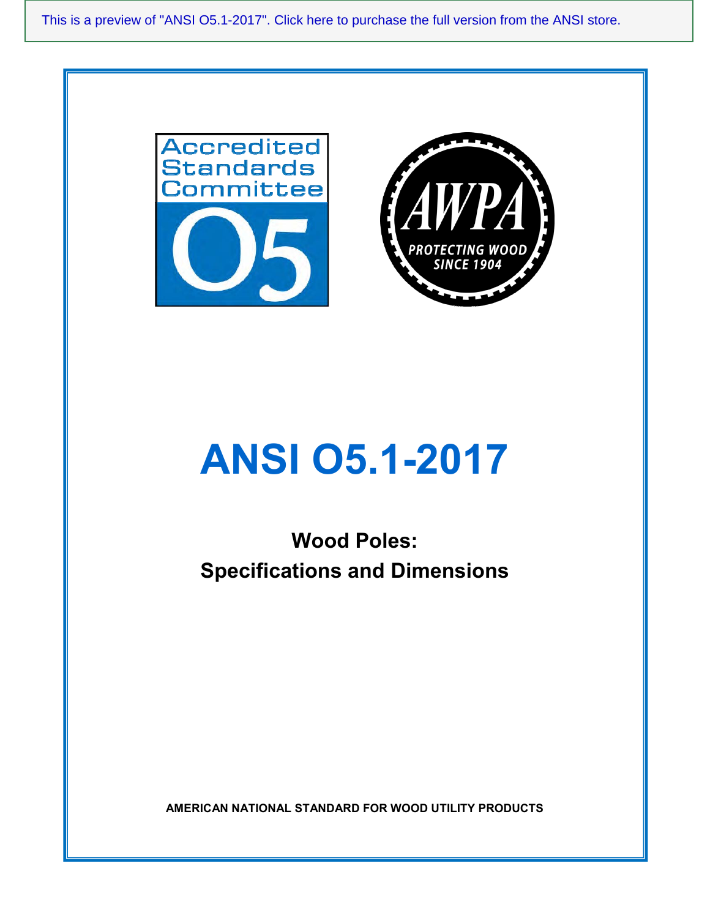This is a preview of "ANSI O5.1-2017". Click here to purchase the full version from the ANSI store.

Accredited Standards Committee O5

AWPA PROTECTING WOOD SINCE 1904

# ANSI O5.1-2017

## Wood Poles:
## Specifications and Dimensions

**AMERICAN NATIONAL STANDARD FOR WOOD UTILITY PRODUCTS**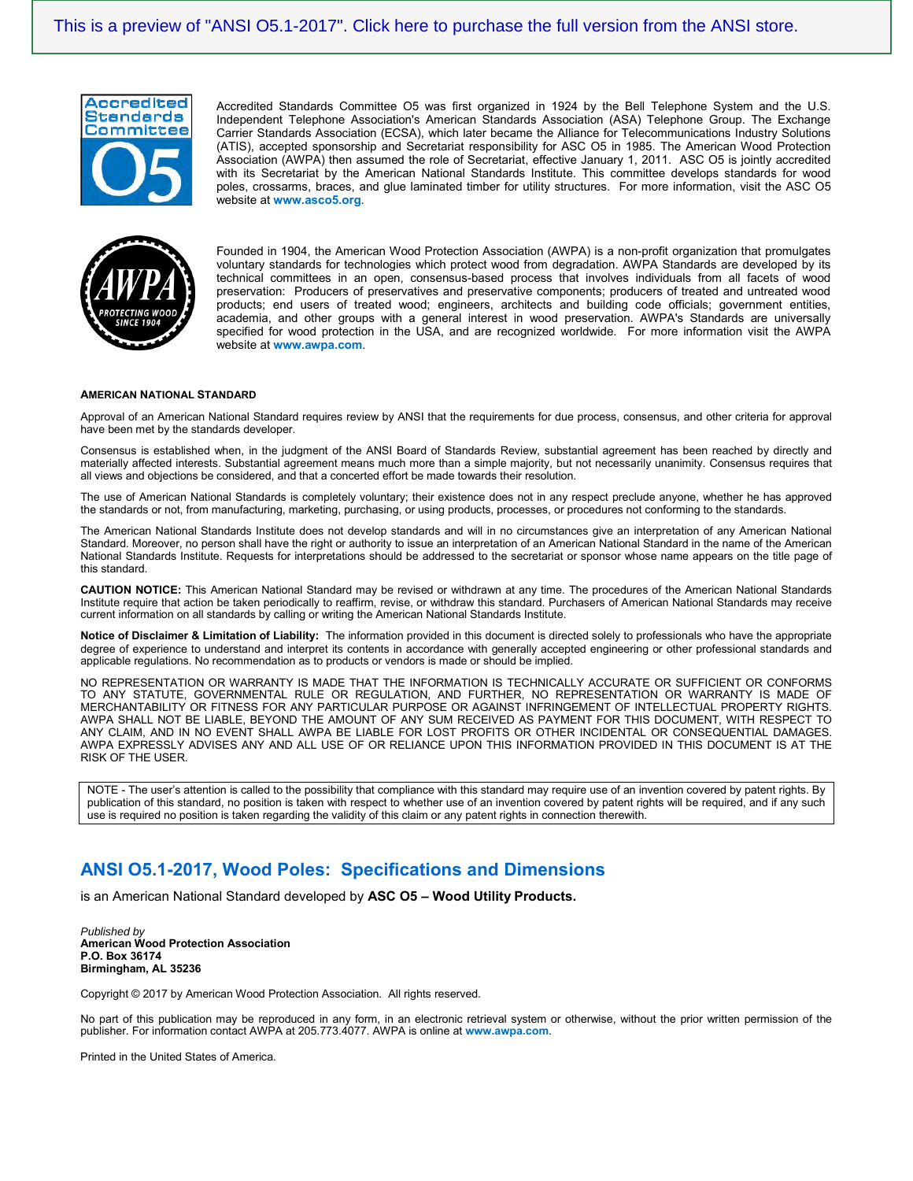This is a preview of "ANSI O5.1-2017". Click here to purchase the full version from the ANSI store.

Accredited Standards Committee O5 was first organized in 1924 by the Bell Telephone System and the U.S. Independent Telephone Association's American Standards Association (ASA) Telephone Group. The Exchange Carrier Standards Association (ECSA), which later became the Alliance for Telecommunications Industry Solutions (ATIS), accepted sponsorship and Secretariat responsibility for ASC O5 in 1985. The American Wood Protection Association (AWPA) then assumed the role of Secretariat, effective January 1, 2011. ASC O5 is jointly accredited with its Secretariat by the American National Standards Institute. This committee develops standards for wood poles, crossarms, braces, and glue laminated timber for utility structures. For more information, visit the ASC O5 website at **www.asco5.org**.

Founded in 1904, the American Wood Protection Association (AWPA) is a non-profit organization that promulgates voluntary standards for technologies which protect wood from degradation. AWPA Standards are developed by its technical committees in an open, consensus-based process that involves individuals from all facets of wood preservation: Producers of preservatives and preservative components; producers of treated and untreated wood products; end users of treated wood; engineers, architects and building code officials; government entities, academia, and other groups with a general interest in wood preservation. AWPA's Standards are universally specified for wood protection in the USA, and are recognized worldwide. For more information visit the AWPA website at **www.awpa.com**.

**AMERICAN NATIONAL STANDARD**

Approval of an American National Standard requires review by ANSI that the requirements for due process, consensus, and other criteria for approval have been met by the standards developer.

Consensus is established when, in the judgment of the ANSI Board of Standards Review, substantial agreement has been reached by directly and materially affected interests. Substantial agreement means much more than a simple majority, but not necessarily unanimity. Consensus requires that all views and objections be considered, and that a concerted effort be made towards their resolution.

The use of American National Standards is completely voluntary; their existence does not in any respect preclude anyone, whether he has approved the standards or not, from manufacturing, marketing, purchasing, or using products, processes, or procedures not conforming to the standards.

The American National Standards Institute does not develop standards and will in no circumstances give an interpretation of any American National Standard. Moreover, no person shall have the right or authority to issue an interpretation of an American National Standard in the name of the American National Standards Institute. Requests for interpretations should be addressed to the secretariat or sponsor whose name appears on the title page of this standard.

**CAUTION NOTICE:** This American National Standard may be revised or withdrawn at any time. The procedures of the American National Standards Institute require that action be taken periodically to reaffirm, revise, or withdraw this standard. Purchasers of American National Standards may receive current information on all standards by calling or writing the American National Standards Institute.

**Notice of Disclaimer & Limitation of Liability:** The information provided in this document is directed solely to professionals who have the appropriate degree of experience to understand and interpret its contents in accordance with generally accepted engineering or other professional standards and applicable regulations. No recommendation as to products or vendors is made or should be implied.

NO REPRESENTATION OR WARRANTY IS MADE THAT THE INFORMATION IS TECHNICALLY ACCURATE OR SUFFICIENT OR CONFORMS TO ANY STATUTE, GOVERNMENTAL RULE OR REGULATION, AND FURTHER, NO REPRESENTATION OR WARRANTY IS MADE OF MERCHANTABILITY OR FITNESS FOR ANY PARTICULAR PURPOSE OR AGAINST INFRINGEMENT OF INTELLECTUAL PROPERTY RIGHTS. AWPA SHALL NOT BE LIABLE, BEYOND THE AMOUNT OF ANY SUM RECEIVED AS PAYMENT FOR THIS DOCUMENT, WITH RESPECT TO ANY CLAIM, AND IN NO EVENT SHALL AWPA BE LIABLE FOR LOST PROFITS OR OTHER INCIDENTAL OR CONSEQUENTIAL DAMAGES. AWPA EXPRESSLY ADVISES ANY AND ALL USE OF OR RELIANCE UPON THIS INFORMATION PROVIDED IN THIS DOCUMENT IS AT THE RISK OF THE USER.

NOTE - The user's attention is called to the possibility that compliance with this standard may require use of an invention covered by patent rights. By publication of this standard, no position is taken with respect to whether use of an invention covered by patent rights will be required, and if any such use is required no position is taken regarding the validity of this claim or any patent rights in connection therewith.

## ANSI O5.1-2017, Wood Poles: Specifications and Dimensions

is an American National Standard developed by **ASC O5 – Wood Utility Products.**

*Published by*
**American Wood Protection Association**
**P.O. Box 36174**
**Birmingham, AL 35236**

Copyright © 2017 by American Wood Protection Association. All rights reserved.

No part of this publication may be reproduced in any form, in an electronic retrieval system or otherwise, without the prior written permission of the publisher. For information contact AWPA at 205.773.4077. AWPA is online at **www.awpa.com**.

Printed in the United States of America.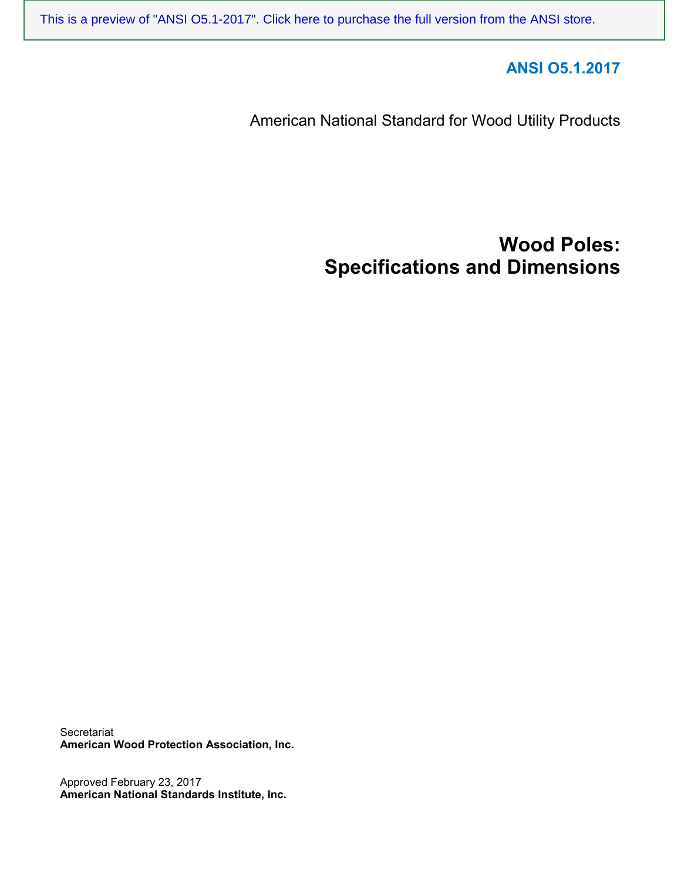This is a preview of "ANSI O5.1-2017". Click here to purchase the full version from the ANSI store.

**ANSI O5.1.2017**

American National Standard for Wood Utility Products

# Wood Poles: Specifications and Dimensions

Secretariat
**American Wood Protection Association, Inc.**

Approved February 23, 2017
**American National Standards Institute, Inc.**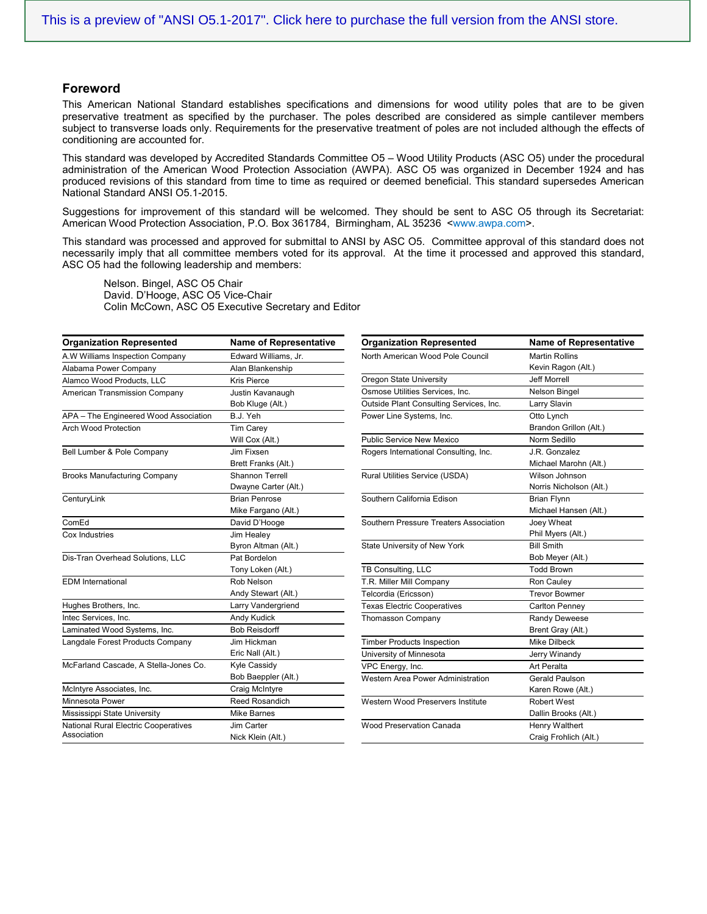This is a preview of "ANSI O5.1-2017". Click here to purchase the full version from the ANSI store.

## Foreword

This American National Standard establishes specifications and dimensions for wood utility poles that are to be given preservative treatment as specified by the purchaser. The poles described are considered as simple cantilever members subject to transverse loads only. Requirements for the preservative treatment of poles are not included although the effects of conditioning are accounted for.

This standard was developed by Accredited Standards Committee O5 – Wood Utility Products (ASC O5) under the procedural administration of the American Wood Protection Association (AWPA). ASC O5 was organized in December 1924 and has produced revisions of this standard from time to time as required or deemed beneficial. This standard supersedes American National Standard ANSI O5.1-2015.

Suggestions for improvement of this standard will be welcomed. They should be sent to ASC O5 through its Secretariat: American Wood Protection Association, P.O. Box 361784, Birmingham, AL 35236 <www.awpa.com>.

This standard was processed and approved for submittal to ANSI by ASC O5. Committee approval of this standard does not necessarily imply that all committee members voted for its approval. At the time it processed and approved this standard, ASC O5 had the following leadership and members:

Nelson. Bingel, ASC O5 Chair
David. D'Hooge, ASC O5 Vice-Chair
Colin McCown, ASC O5 Executive Secretary and Editor

| Organization Represented | Name of Representative |
|---|---|
| A.W Williams Inspection Company | Edward Williams, Jr. |
| Alabama Power Company | Alan Blankenship |
| Alamco Wood Products, LLC | Kris Pierce |
| American Transmission Company | Justin Kavanaugh |
| | Bob Kluge (Alt.) |
| APA – The Engineered Wood Association | B.J. Yeh |
| Arch Wood Protection | Tim Carey |
| | Will Cox (Alt.) |
| Bell Lumber & Pole Company | Jim Fixsen |
| | Brett Franks (Alt.) |
| Brooks Manufacturing Company | Shannon Terrell |
| | Dwayne Carter (Alt.) |
| CenturyLink | Brian Penrose |
| | Mike Fargano (Alt.) |
| ComEd | David D'Hooge |
| Cox Industries | Jim Healey |
| | Byron Altman (Alt.) |
| Dis-Tran Overhead Solutions, LLC | Pat Bordelon |
| | Tony Loken (Alt.) |
| EDM International | Rob Nelson |
| | Andy Stewart (Alt.) |
| Hughes Brothers, Inc. | Larry Vandergriend |
| Intec Services, Inc. | Andy Kudick |
| Laminated Wood Systems, Inc. | Bob Reisdorff |
| Langdale Forest Products Company | Jim Hickman |
| | Eric Nall (Alt.) |
| McFarland Cascade, A Stella-Jones Co. | Kyle Cassidy |
| | Bob Baeppler (Alt.) |
| McIntyre Associates, Inc. | Craig McIntyre |
| Minnesota Power | Reed Rosandich |
| Mississippi State University | Mike Barnes |
| National Rural Electric Cooperatives Association | Jim Carter |
| | Nick Klein (Alt.) |
| North American Wood Pole Council | Martin Rollins |
| | Kevin Ragon (Alt.) |
| Oregon State University | Jeff Morrell |
| Osmose Utilities Services, Inc. | Nelson Bingel |
| Outside Plant Consulting Services, Inc. | Larry Slavin |
| Power Line Systems, Inc. | Otto Lynch |
| | Brandon Grillon (Alt.) |
| Public Service New Mexico | Norm Sedillo |
| Rogers International Consulting, Inc. | J.R. Gonzalez |
| | Michael Marohn (Alt.) |
| Rural Utilities Service (USDA) | Wilson Johnson |
| | Norris Nicholson (Alt.) |
| Southern California Edison | Brian Flynn |
| | Michael Hansen (Alt.) |
| Southern Pressure Treaters Association | Joey Wheat |
| | Phil Myers (Alt.) |
| State University of New York | Bill Smith |
| | Bob Meyer (Alt.) |
| TB Consulting, LLC | Todd Brown |
| T.R. Miller Mill Company | Ron Cauley |
| Telcordia (Ericsson) | Trevor Bowmer |
| Texas Electric Cooperatives | Carlton Penney |
| Thomasson Company | Randy Deweese |
| | Brent Gray (Alt.) |
| Timber Products Inspection | Mike Dilbeck |
| University of Minnesota | Jerry Winandy |
| VPC Energy, Inc. | Art Peralta |
| Western Area Power Administration | Gerald Paulson |
| | Karen Rowe (Alt.) |
| Western Wood Preservers Institute | Robert West |
| | Dallin Brooks (Alt.) |
| Wood Preservation Canada | Henry Walthert |
| | Craig Frohlich (Alt.) |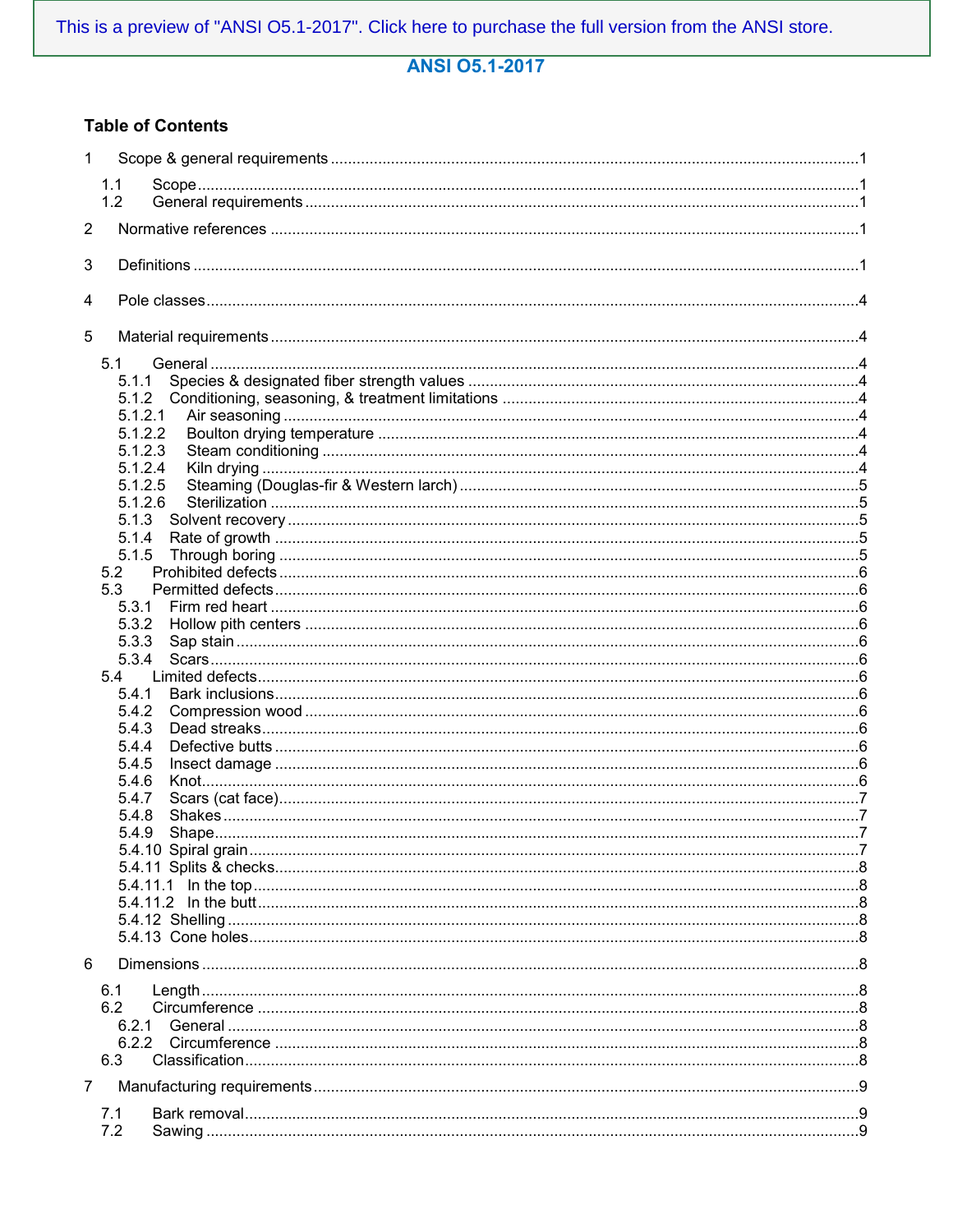This is a preview of "ANSI O5.1-2017". Click here to purchase the full version from the ANSI store.

**ANSI O5.1-2017**

## Table of Contents

- 1 Scope & general requirements ....................................................1
  - 1.1 Scope ....................................................1
  - 1.2 General requirements ....................................................1
- 2 Normative references ....................................................1
- 3 Definitions ....................................................1
- 4 Pole classes ....................................................4
- 5 Material requirements ....................................................4
  - 5.1 General ....................................................4
    - 5.1.1 Species & designated fiber strength values ....................................................4
    - 5.1.2 Conditioning, seasoning, & treatment limitations ....................................................4
      - 5.1.2.1 Air seasoning ....................................................4
      - 5.1.2.2 Boulton drying temperature ....................................................4
      - 5.1.2.3 Steam conditioning ....................................................4
      - 5.1.2.4 Kiln drying ....................................................4
      - 5.1.2.5 Steaming (Douglas-fir & Western larch) ....................................................5
      - 5.1.2.6 Sterilization ....................................................5
    - 5.1.3 Solvent recovery ....................................................5
    - 5.1.4 Rate of growth ....................................................5
    - 5.1.5 Through boring ....................................................5
  - 5.2 Prohibited defects ....................................................6
  - 5.3 Permitted defects ....................................................6
    - 5.3.1 Firm red heart ....................................................6
    - 5.3.2 Hollow pith centers ....................................................6
    - 5.3.3 Sap stain ....................................................6
    - 5.3.4 Scars ....................................................6
  - 5.4 Limited defects ....................................................6
    - 5.4.1 Bark inclusions ....................................................6
    - 5.4.2 Compression wood ....................................................6
    - 5.4.3 Dead streaks ....................................................6
    - 5.4.4 Defective butts ....................................................6
    - 5.4.5 Insect damage ....................................................6
    - 5.4.6 Knot ....................................................6
    - 5.4.7 Scars (cat face) ....................................................7
    - 5.4.8 Shakes ....................................................7
    - 5.4.9 Shape ....................................................7
    - 5.4.10 Spiral grain ....................................................7
    - 5.4.11 Splits & checks ....................................................8
      - 5.4.11.1 In the top ....................................................8
      - 5.4.11.2 In the butt ....................................................8
    - 5.4.12 Shelling ....................................................8
    - 5.4.13 Cone holes ....................................................8
- 6 Dimensions ....................................................8
  - 6.1 Length ....................................................8
  - 6.2 Circumference ....................................................8
    - 6.2.1 General ....................................................8
    - 6.2.2 Circumference ....................................................8
  - 6.3 Classification ....................................................8
- 7 Manufacturing requirements ....................................................9
  - 7.1 Bark removal ....................................................9
  - 7.2 Sawing ....................................................9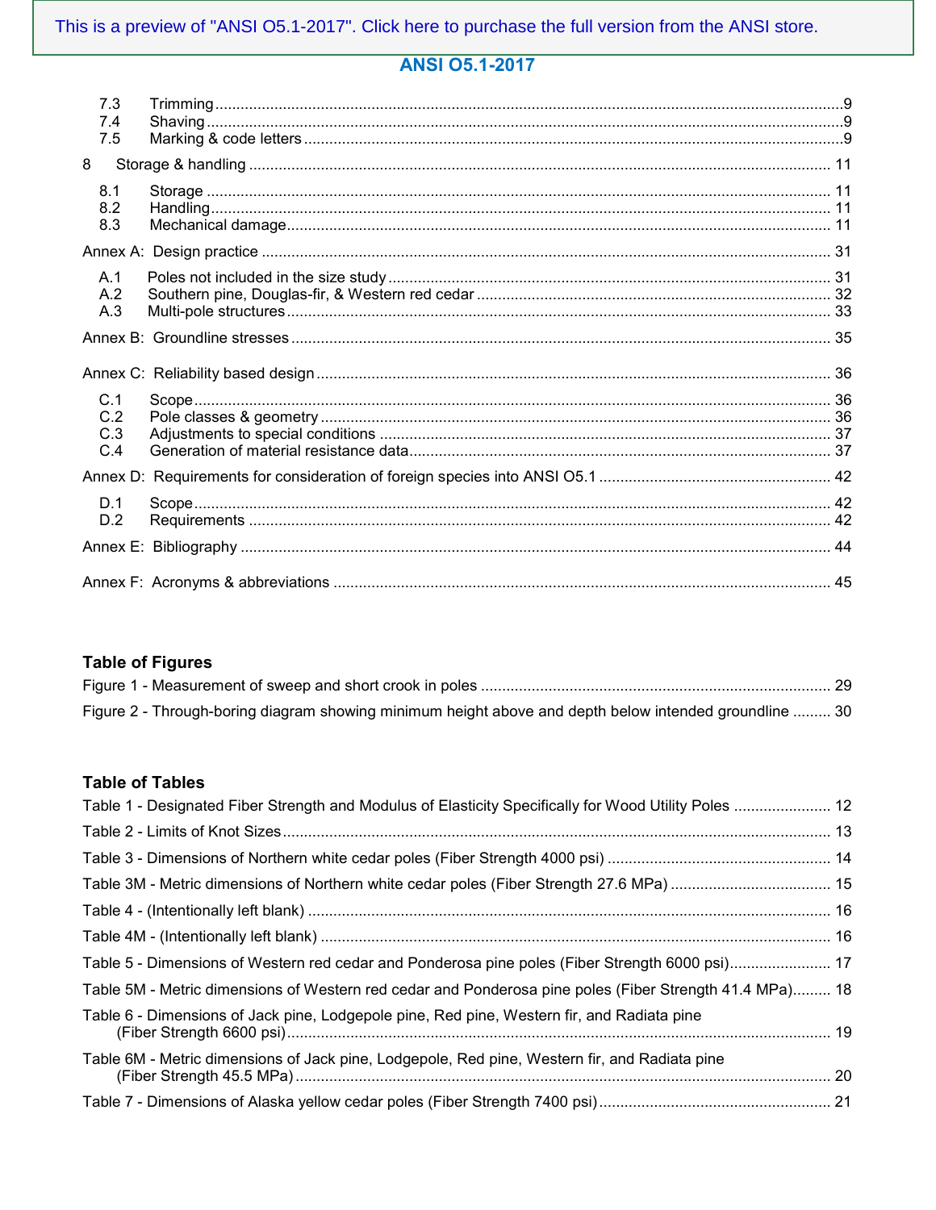7.3 Trimming ........ 9
7.4 Shaving ........ 9
7.5 Marking & code letters ........ 9

8 Storage & handling ........ 11

8.1 Storage ........ 11
8.2 Handling ........ 11
8.3 Mechanical damage ........ 11

Annex A: Design practice ........ 31

A.1 Poles not included in the size study ........ 31
A.2 Southern pine, Douglas-fir, & Western red cedar ........ 32
A.3 Multi-pole structures ........ 33

Annex B: Groundline stresses ........ 35

Annex C: Reliability based design ........ 36

C.1 Scope ........ 36
C.2 Pole classes & geometry ........ 36
C.3 Adjustments to special conditions ........ 37
C.4 Generation of material resistance data ........ 37

Annex D: Requirements for consideration of foreign species into ANSI O5.1 ........ 42

D.1 Scope ........ 42
D.2 Requirements ........ 42

Annex E: Bibliography ........ 44

Annex F: Acronyms & abbreviations ........ 45

## Table of Figures

Figure 1 - Measurement of sweep and short crook in poles ........ 29

Figure 2 - Through-boring diagram showing minimum height above and depth below intended groundline ........ 30

## Table of Tables

Table 1 - Designated Fiber Strength and Modulus of Elasticity Specifically for Wood Utility Poles ........ 12

Table 2 - Limits of Knot Sizes ........ 13

Table 3 - Dimensions of Northern white cedar poles (Fiber Strength 4000 psi) ........ 14

Table 3M - Metric dimensions of Northern white cedar poles (Fiber Strength 27.6 MPa) ........ 15

Table 4 - (Intentionally left blank) ........ 16

Table 4M - (Intentionally left blank) ........ 16

Table 5 - Dimensions of Western red cedar and Ponderosa pine poles (Fiber Strength 6000 psi) ........ 17

Table 5M - Metric dimensions of Western red cedar and Ponderosa pine poles (Fiber Strength 41.4 MPa) ........ 18

Table 6 - Dimensions of Jack pine, Lodgepole pine, Red pine, Western fir, and Radiata pine (Fiber Strength 6600 psi) ........ 19

Table 6M - Metric dimensions of Jack pine, Lodgepole, Red pine, Western fir, and Radiata pine (Fiber Strength 45.5 MPa) ........ 20

Table 7 - Dimensions of Alaska yellow cedar poles (Fiber Strength 7400 psi) ........ 21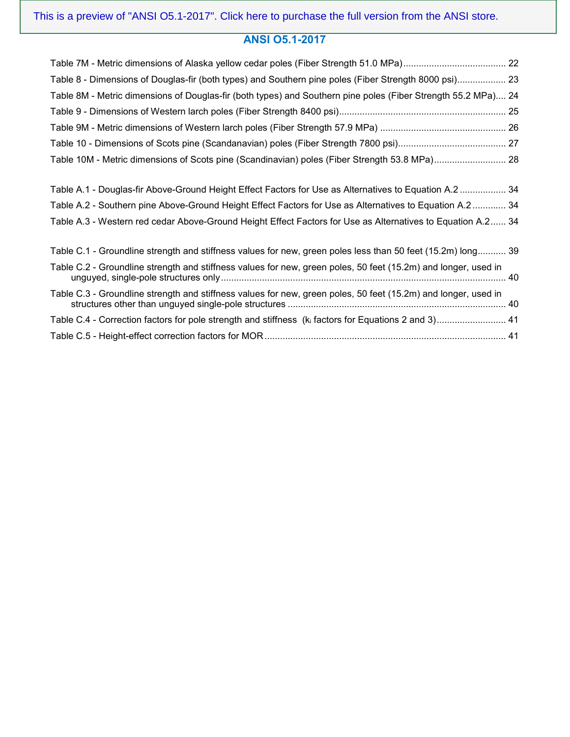Table 7M - Metric dimensions of Alaska yellow cedar poles (Fiber Strength 51.0 MPa)........................................ 22

Table 8 - Dimensions of Douglas-fir (both types) and Southern pine poles (Fiber Strength 8000 psi)................... 23

Table 8M - Metric dimensions of Douglas-fir (both types) and Southern pine poles (Fiber Strength 55.2 MPa).... 24

Table 9 - Dimensions of Western larch poles (Fiber Strength 8400 psi)................................................................ 25

Table 9M - Metric dimensions of Western larch poles (Fiber Strength 57.9 MPa) ................................................. 26

Table 10 - Dimensions of Scots pine (Scandanavian) poles (Fiber Strength 7800 psi).......................................... 27

Table 10M - Metric dimensions of Scots pine (Scandinavian) poles (Fiber Strength 53.8 MPa)............................ 28

Table A.1 - Douglas-fir Above-Ground Height Effect Factors for Use as Alternatives to Equation A.2 .................. 34

Table A.2 - Southern pine Above-Ground Height Effect Factors for Use as Alternatives to Equation A.2 ............. 34

Table A.3 - Western red cedar Above-Ground Height Effect Factors for Use as Alternatives to Equation A.2...... 34

Table C.1 - Groundline strength and stiffness values for new, green poles less than 50 feet (15.2m) long........... 39

Table C.2 - Groundline strength and stiffness values for new, green poles, 50 feet (15.2m) and longer, used in unguyed, single-pole structures only............................................................................................................... 40

Table C.3 - Groundline strength and stiffness values for new, green poles, 50 feet (15.2m) and longer, used in structures other than unguyed single-pole structures ..................................................................................... 40

Table C.4 - Correction factors for pole strength and stiffness ($k_i$ factors for Equations 2 and 3)........................... 41

Table C.5 - Height-effect correction factors for MOR ............................................................................................. 41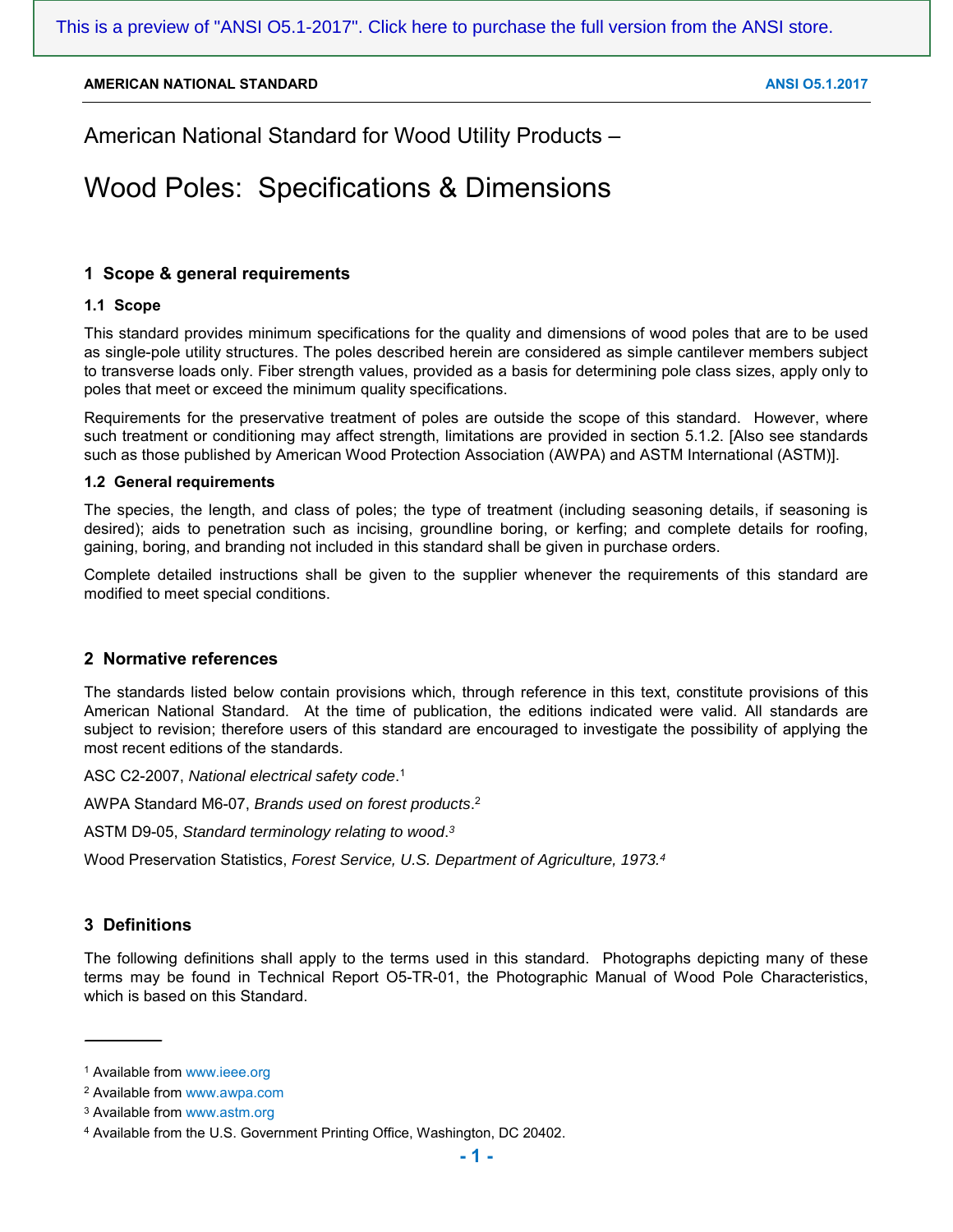# American National Standard for Wood Utility Products –

# Wood Poles: Specifications & Dimensions

## 1 Scope & general requirements

### 1.1 Scope

This standard provides minimum specifications for the quality and dimensions of wood poles that are to be used as single-pole utility structures. The poles described herein are considered as simple cantilever members subject to transverse loads only. Fiber strength values, provided as a basis for determining pole class sizes, apply only to poles that meet or exceed the minimum quality specifications.

Requirements for the preservative treatment of poles are outside the scope of this standard. However, where such treatment or conditioning may affect strength, limitations are provided in section 5.1.2. [Also see standards such as those published by American Wood Protection Association (AWPA) and ASTM International (ASTM)].

### 1.2 General requirements

The species, the length, and class of poles; the type of treatment (including seasoning details, if seasoning is desired); aids to penetration such as incising, groundline boring, or kerfing; and complete details for roofing, gaining, boring, and branding not included in this standard shall be given in purchase orders.

Complete detailed instructions shall be given to the supplier whenever the requirements of this standard are modified to meet special conditions.

## 2 Normative references

The standards listed below contain provisions which, through reference in this text, constitute provisions of this American National Standard. At the time of publication, the editions indicated were valid. All standards are subject to revision; therefore users of this standard are encouraged to investigate the possibility of applying the most recent editions of the standards.

ASC C2-2007, *National electrical safety code*.[1]

AWPA Standard M6-07, *Brands used on forest products*.[2]

ASTM D9-05, *Standard terminology relating to wood*.[3]

Wood Preservation Statistics, *Forest Service, U.S. Department of Agriculture, 1973.*[4]

## 3 Definitions

The following definitions shall apply to the terms used in this standard. Photographs depicting many of these terms may be found in Technical Report O5-TR-01, the Photographic Manual of Wood Pole Characteristics, which is based on this Standard.

---

[1] Available from www.ieee.org

[2] Available from www.awpa.com

[3] Available from www.astm.org

[4] Available from the U.S. Government Printing Office, Washington, DC 20402.